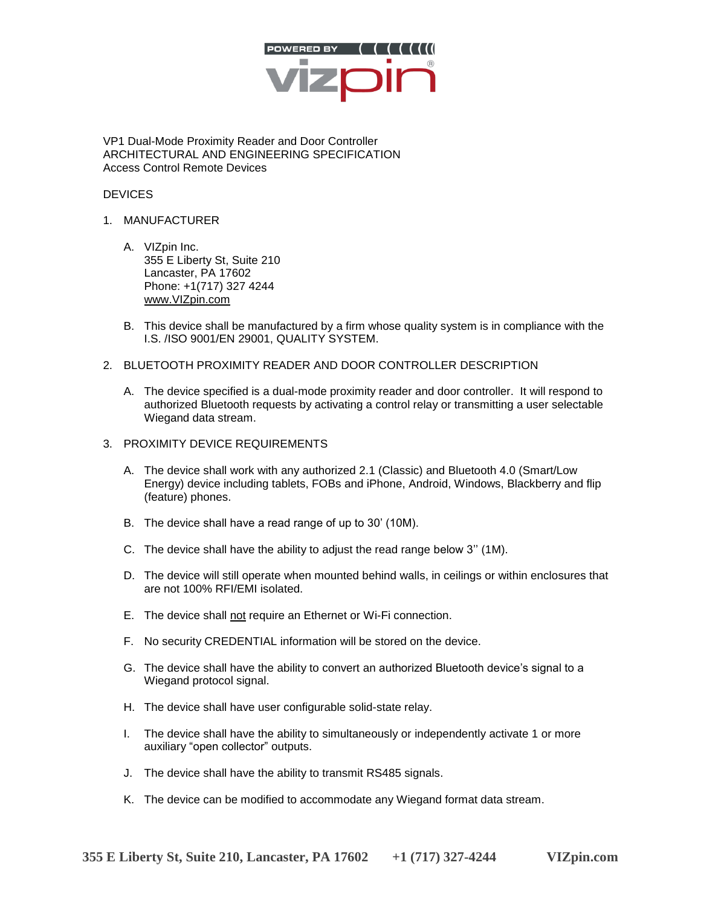VP1 Dual-Mode Proximity Reader and Door Controller
ARCHITECTURAL AND ENGINEERING SPECIFICATION
Access Control Remote Devices

DEVICES

1. MANUFACTURER

   A. VIZpin Inc.
      355 E Liberty St, Suite 210
      Lancaster, PA 17602
      Phone: +1(717) 327 4244
      www.VIZpin.com

   B. This device shall be manufactured by a firm whose quality system is in compliance with the I.S. /ISO 9001/EN 29001, QUALITY SYSTEM.

2. BLUETOOTH PROXIMITY READER AND DOOR CONTROLLER DESCRIPTION

   A. The device specified is a dual-mode proximity reader and door controller. It will respond to authorized Bluetooth requests by activating a control relay or transmitting a user selectable Wiegand data stream.

3. PROXIMITY DEVICE REQUIREMENTS

   A. The device shall work with any authorized 2.1 (Classic) and Bluetooth 4.0 (Smart/Low Energy) device including tablets, FOBs and iPhone, Android, Windows, Blackberry and flip (feature) phones.

   B. The device shall have a read range of up to 30' (10M).

   C. The device shall have the ability to adjust the read range below 3'' (1M).

   D. The device will still operate when mounted behind walls, in ceilings or within enclosures that are not 100% RFI/EMI isolated.

   E. The device shall not require an Ethernet or Wi-Fi connection.

   F. No security CREDENTIAL information will be stored on the device.

   G. The device shall have the ability to convert an authorized Bluetooth device's signal to a Wiegand protocol signal.

   H. The device shall have user configurable solid-state relay.

   I. The device shall have the ability to simultaneously or independently activate 1 or more auxiliary "open collector" outputs.

   J. The device shall have the ability to transmit RS485 signals.

   K. The device can be modified to accommodate any Wiegand format data stream.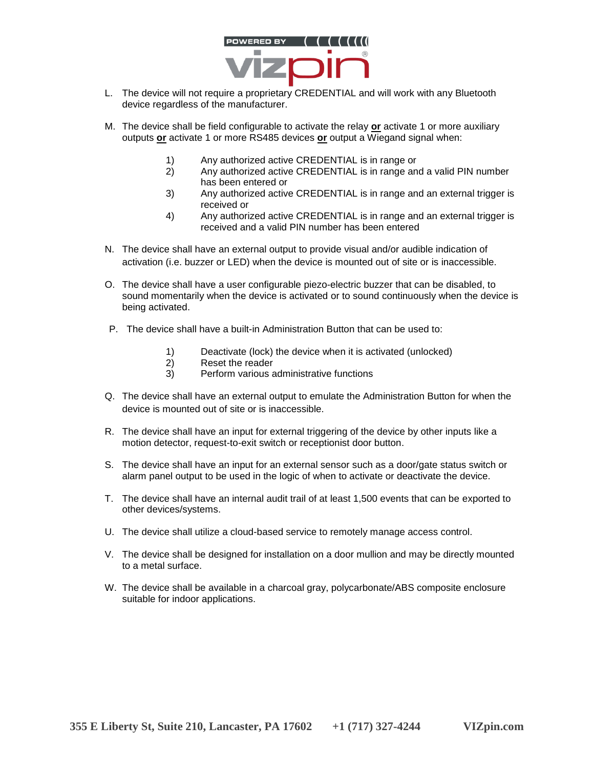L. The device will not require a proprietary CREDENTIAL and will work with any Bluetooth device regardless of the manufacturer.

M. The device shall be field configurable to activate the relay **or** activate 1 or more auxiliary outputs **or** activate 1 or more RS485 devices **or** output a Wiegand signal when:

   1) Any authorized active CREDENTIAL is in range or
   2) Any authorized active CREDENTIAL is in range and a valid PIN number has been entered or
   3) Any authorized active CREDENTIAL is in range and an external trigger is received or
   4) Any authorized active CREDENTIAL is in range and an external trigger is received and a valid PIN number has been entered

N. The device shall have an external output to provide visual and/or audible indication of activation (i.e. buzzer or LED) when the device is mounted out of site or is inaccessible.

O. The device shall have a user configurable piezo-electric buzzer that can be disabled, to sound momentarily when the device is activated or to sound continuously when the device is being activated.

P. The device shall have a built-in Administration Button that can be used to:

   1) Deactivate (lock) the device when it is activated (unlocked)
   2) Reset the reader
   3) Perform various administrative functions

Q. The device shall have an external output to emulate the Administration Button for when the device is mounted out of site or is inaccessible.

R. The device shall have an input for external triggering of the device by other inputs like a motion detector, request-to-exit switch or receptionist door button.

S. The device shall have an input for an external sensor such as a door/gate status switch or alarm panel output to be used in the logic of when to activate or deactivate the device.

T. The device shall have an internal audit trail of at least 1,500 events that can be exported to other devices/systems.

U. The device shall utilize a cloud-based service to remotely manage access control.

V. The device shall be designed for installation on a door mullion and may be directly mounted to a metal surface.

W. The device shall be available in a charcoal gray, polycarbonate/ABS composite enclosure suitable for indoor applications.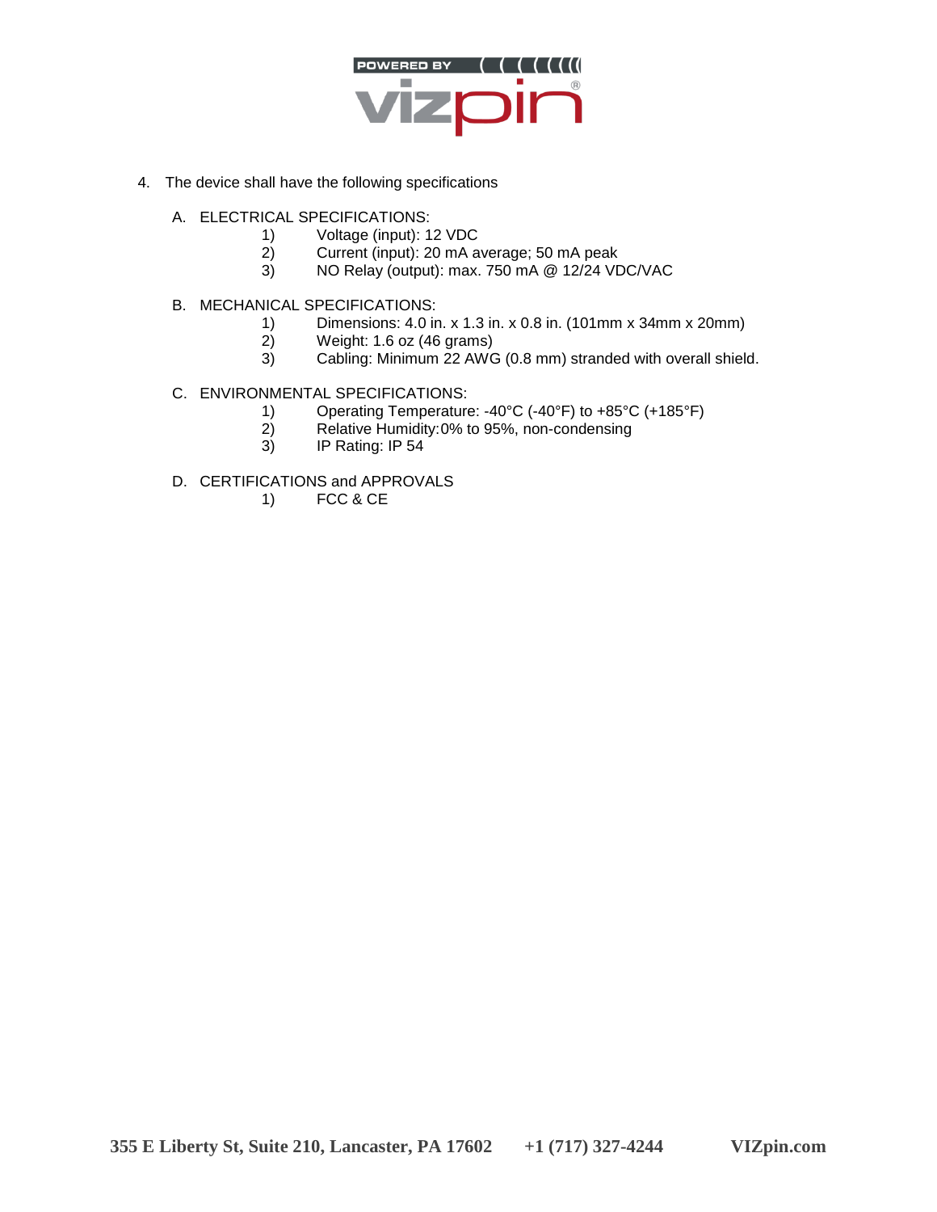4. The device shall have the following specifications

   A. ELECTRICAL SPECIFICATIONS:
      1) Voltage (input): 12 VDC
      2) Current (input): 20 mA average; 50 mA peak
      3) NO Relay (output): max. 750 mA @ 12/24 VDC/VAC

   B. MECHANICAL SPECIFICATIONS:
      1) Dimensions: 4.0 in. x 1.3 in. x 0.8 in. (101mm x 34mm x 20mm)
      2) Weight: 1.6 oz (46 grams)
      3) Cabling: Minimum 22 AWG (0.8 mm) stranded with overall shield.

   C. ENVIRONMENTAL SPECIFICATIONS:
      1) Operating Temperature: -40°C (-40°F) to +85°C (+185°F)
      2) Relative Humidity:0% to 95%, non-condensing
      3) IP Rating: IP 54

   D. CERTIFICATIONS and APPROVALS
      1) FCC & CE